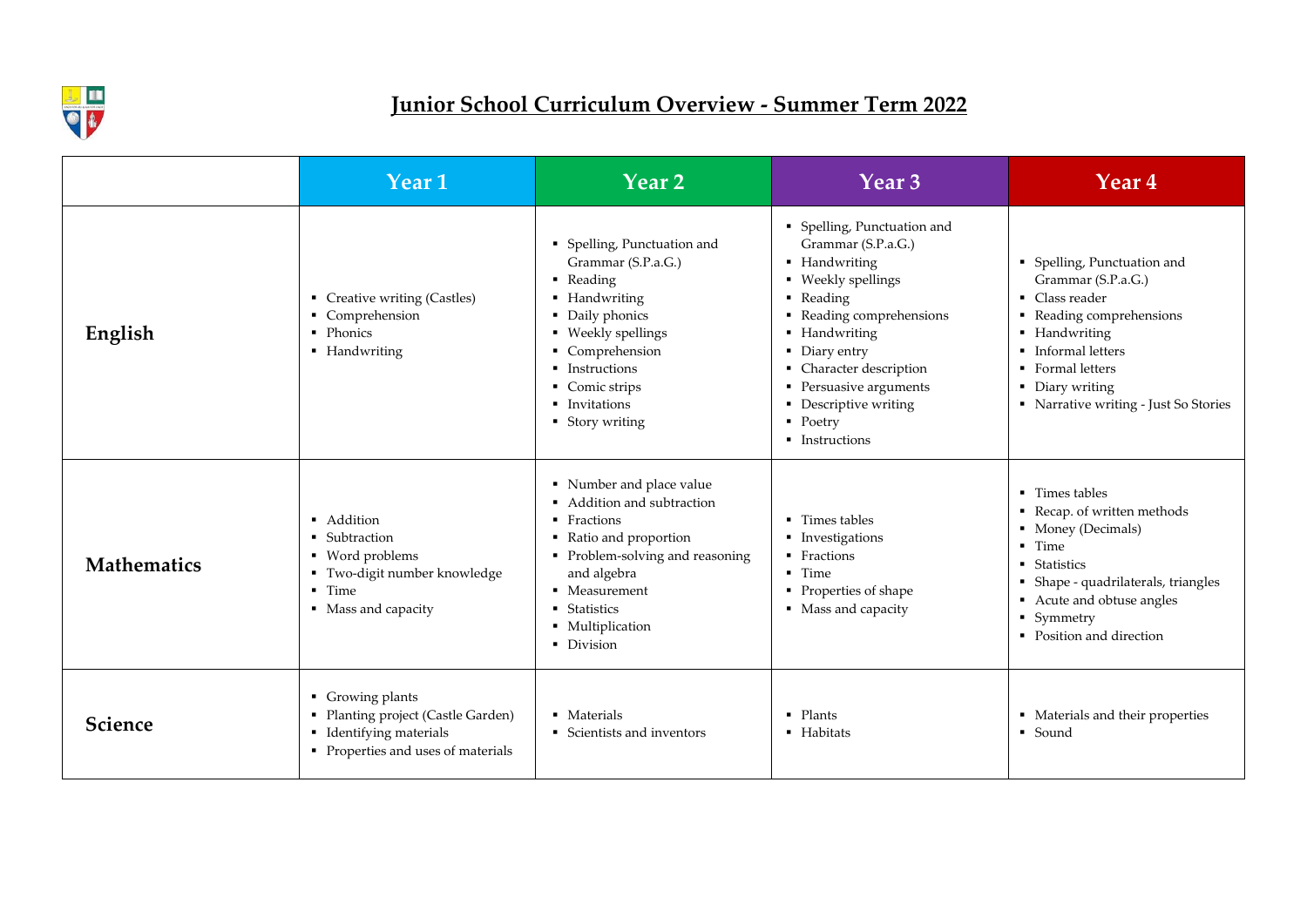# Junior School Curriculum Overview - Summer Term 2022

| | Year 1 | Year 2 | Year 3 | Year 4 |
|---|---|---|---|---|
| **English** | ▪ Creative writing (Castles)<br>▪ Comprehension<br>▪ Phonics<br>▪ Handwriting | ▪ Spelling, Punctuation and Grammar (S.P.a.G.)<br>▪ Reading<br>▪ Handwriting<br>▪ Daily phonics<br>▪ Weekly spellings<br>▪ Comprehension<br>▪ Instructions<br>▪ Comic strips<br>▪ Invitations<br>▪ Story writing | ▪ Spelling, Punctuation and Grammar (S.P.a.G.)<br>▪ Handwriting<br>▪ Weekly spellings<br>▪ Reading<br>▪ Reading comprehensions<br>▪ Handwriting<br>▪ Diary entry<br>▪ Character description<br>▪ Persuasive arguments<br>▪ Descriptive writing<br>▪ Poetry<br>▪ Instructions | ▪ Spelling, Punctuation and Grammar (S.P.a.G.)<br>▪ Class reader<br>▪ Reading comprehensions<br>▪ Handwriting<br>▪ Informal letters<br>▪ Formal letters<br>▪ Diary writing<br>▪ Narrative writing - Just So Stories |
| **Mathematics** | ▪ Addition<br>▪ Subtraction<br>▪ Word problems<br>▪ Two-digit number knowledge<br>▪ Time<br>▪ Mass and capacity | ▪ Number and place value<br>▪ Addition and subtraction<br>▪ Fractions<br>▪ Ratio and proportion<br>▪ Problem-solving and reasoning and algebra<br>▪ Measurement<br>▪ Statistics<br>▪ Multiplication<br>▪ Division | ▪ Times tables<br>▪ Investigations<br>▪ Fractions<br>▪ Time<br>▪ Properties of shape<br>▪ Mass and capacity | ▪ Times tables<br>▪ Recap. of written methods<br>▪ Money (Decimals)<br>▪ Time<br>▪ Statistics<br>▪ Shape - quadrilaterals, triangles<br>▪ Acute and obtuse angles<br>▪ Symmetry<br>▪ Position and direction |
| **Science** | ▪ Growing plants<br>▪ Planting project (Castle Garden)<br>▪ Identifying materials<br>▪ Properties and uses of materials | ▪ Materials<br>▪ Scientists and inventors | ▪ Plants<br>▪ Habitats | ▪ Materials and their properties<br>▪ Sound |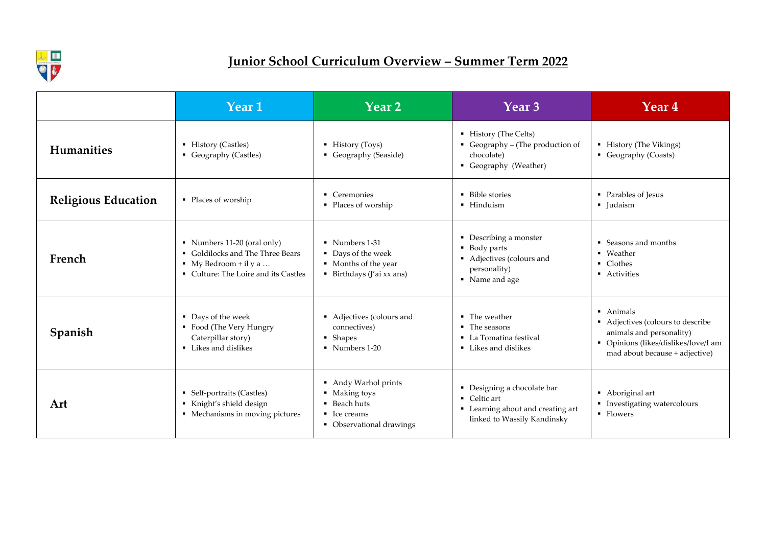# Junior School Curriculum Overview – Summer Term 2022

| | Year 1 | Year 2 | Year 3 | Year 4 |
|---|---|---|---|---|
| **Humanities** | ▪ History (Castles)<br>▪ Geography (Castles) | ▪ History (Toys)<br>▪ Geography (Seaside) | ▪ History (The Celts)<br>▪ Geography – (The production of chocolate)<br>▪ Geography (Weather) | ▪ History (The Vikings)<br>▪ Geography (Coasts) |
| **Religious Education** | ▪ Places of worship | ▪ Ceremonies<br>▪ Places of worship | ▪ Bible stories<br>▪ Hinduism | ▪ Parables of Jesus<br>▪ Judaism |
| **French** | ▪ Numbers 11-20 (oral only)<br>▪ Goldilocks and The Three Bears<br>▪ My Bedroom + il y a …<br>▪ Culture: The Loire and its Castles | ▪ Numbers 1-31<br>▪ Days of the week<br>▪ Months of the year<br>▪ Birthdays (J'ai xx ans) | ▪ Describing a monster<br>▪ Body parts<br>▪ Adjectives (colours and personality)<br>▪ Name and age | ▪ Seasons and months<br>▪ Weather<br>▪ Clothes<br>▪ Activities |
| **Spanish** | ▪ Days of the week<br>▪ Food (The Very Hungry Caterpillar story)<br>▪ Likes and dislikes | ▪ Adjectives (colours and connectives)<br>▪ Shapes<br>▪ Numbers 1-20 | ▪ The weather<br>▪ The seasons<br>▪ La Tomatina festival<br>▪ Likes and dislikes | ▪ Animals<br>▪ Adjectives (colours to describe animals and personality)<br>▪ Opinions (likes/dislikes/love/I am mad about because + adjective) |
| **Art** | ▪ Self-portraits (Castles)<br>▪ Knight's shield design<br>▪ Mechanisms in moving pictures | ▪ Andy Warhol prints<br>▪ Making toys<br>▪ Beach huts<br>▪ Ice creams<br>▪ Observational drawings | ▪ Designing a chocolate bar<br>▪ Celtic art<br>▪ Learning about and creating art linked to Wassily Kandinsky | ▪ Aboriginal art<br>▪ Investigating watercolours<br>▪ Flowers |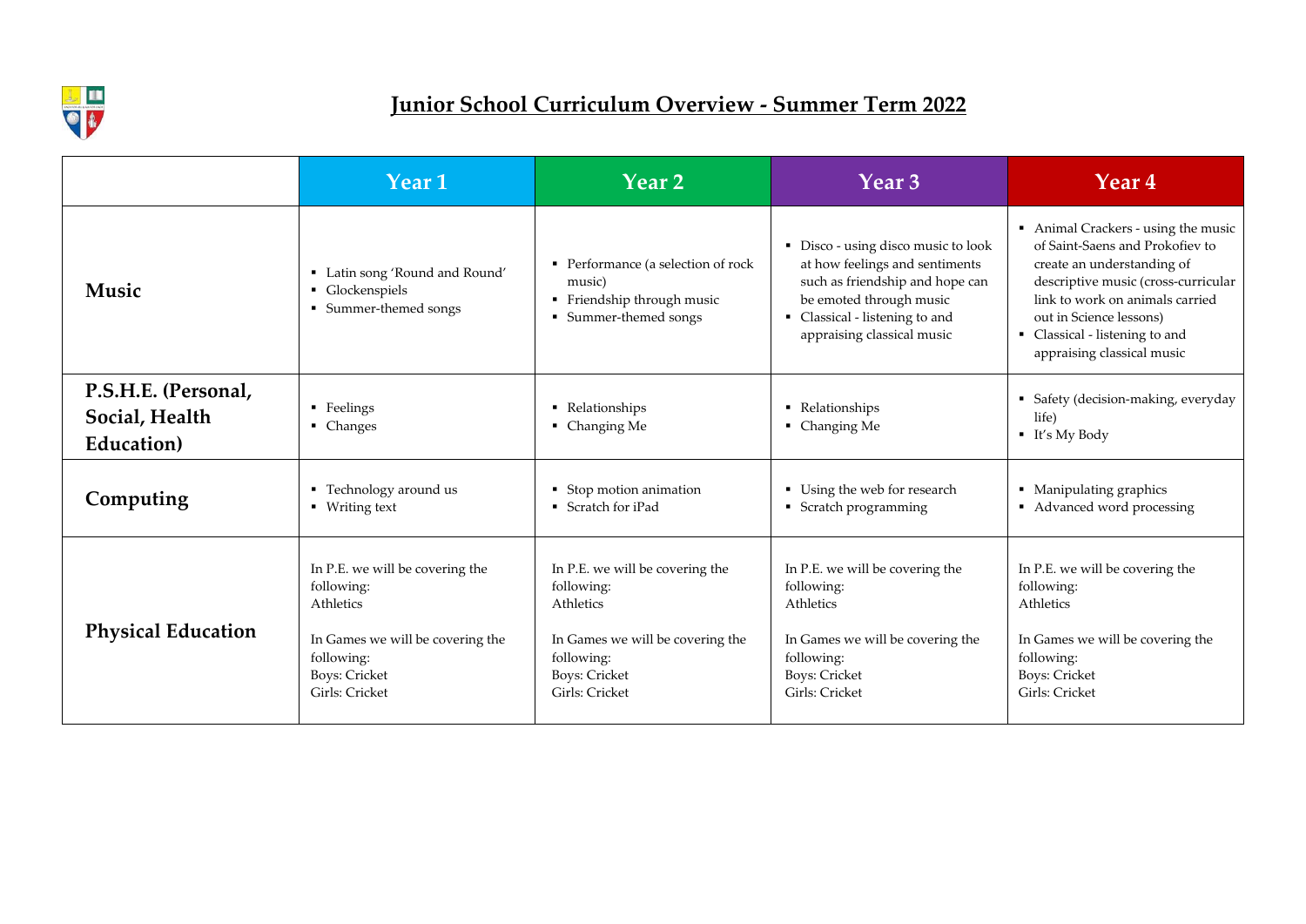# Junior School Curriculum Overview - Summer Term 2022

| | Year 1 | Year 2 | Year 3 | Year 4 |
|---|---|---|---|---|
| **Music** | ▪ Latin song 'Round and Round'<br>▪ Glockenspiels<br>▪ Summer-themed songs | ▪ Performance (a selection of rock music)<br>▪ Friendship through music<br>▪ Summer-themed songs | ▪ Disco - using disco music to look at how feelings and sentiments such as friendship and hope can be emoted through music<br>▪ Classical - listening to and appraising classical music | ▪ Animal Crackers - using the music of Saint-Saens and Prokofiev to create an understanding of descriptive music (cross-curricular link to work on animals carried out in Science lessons)<br>▪ Classical - listening to and appraising classical music |
| **P.S.H.E. (Personal, Social, Health Education)** | ▪ Feelings<br>▪ Changes | ▪ Relationships<br>▪ Changing Me | ▪ Relationships<br>▪ Changing Me | ▪ Safety (decision-making, everyday life)<br>▪ It's My Body |
| **Computing** | ▪ Technology around us<br>▪ Writing text | ▪ Stop motion animation<br>▪ Scratch for iPad | ▪ Using the web for research<br>▪ Scratch programming | ▪ Manipulating graphics<br>▪ Advanced word processing |
| **Physical Education** | In P.E. we will be covering the following:<br>Athletics<br><br>In Games we will be covering the following:<br>Boys: Cricket<br>Girls: Cricket | In P.E. we will be covering the following:<br>Athletics<br><br>In Games we will be covering the following:<br>Boys: Cricket<br>Girls: Cricket | In P.E. we will be covering the following:<br>Athletics<br><br>In Games we will be covering the following:<br>Boys: Cricket<br>Girls: Cricket | In P.E. we will be covering the following:<br>Athletics<br><br>In Games we will be covering the following:<br>Boys: Cricket<br>Girls: Cricket |